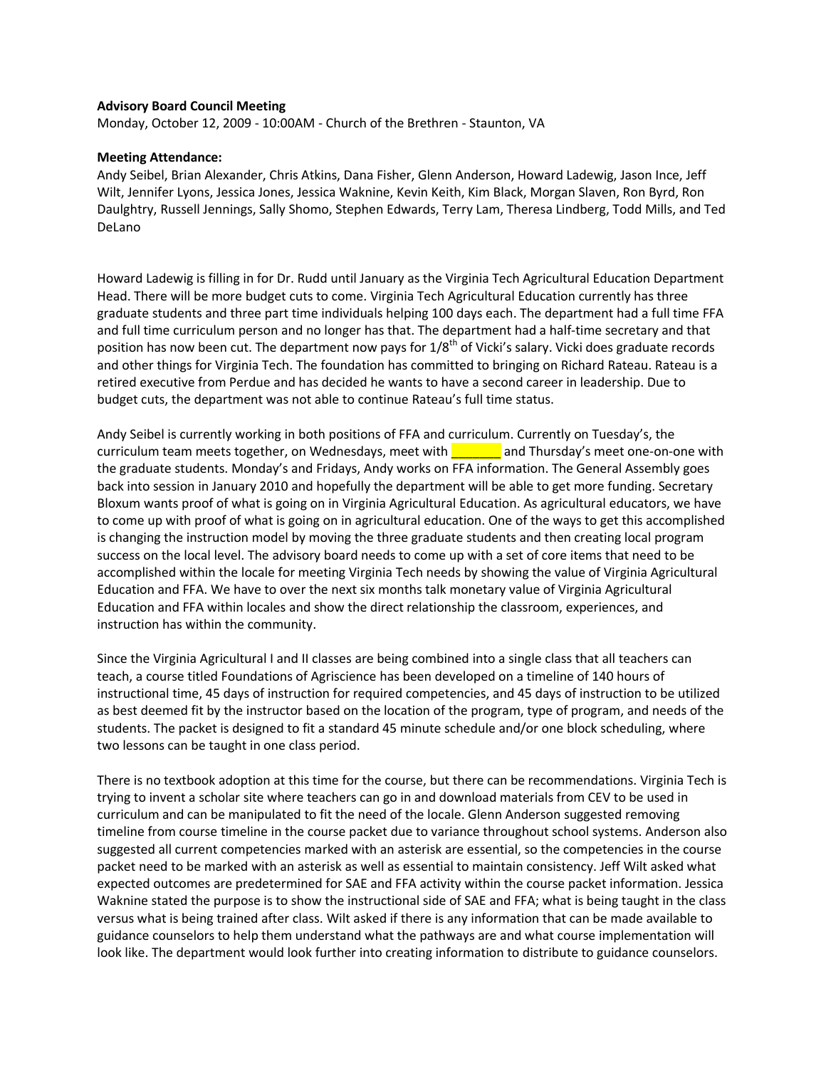**Advisory Board Council Meeting**

Monday, October 12, 2009 - 10:00AM - Church of the Brethren - Staunton, VA

**Meeting Attendance:**

Andy Seibel, Brian Alexander, Chris Atkins, Dana Fisher, Glenn Anderson, Howard Ladewig, Jason Ince, Jeff Wilt, Jennifer Lyons, Jessica Jones, Jessica Waknine, Kevin Keith, Kim Black, Morgan Slaven, Ron Byrd, Ron Daulghtry, Russell Jennings, Sally Shomo, Stephen Edwards, Terry Lam, Theresa Lindberg, Todd Mills, and Ted DeLano

Howard Ladewig is filling in for Dr. Rudd until January as the Virginia Tech Agricultural Education Department Head. There will be more budget cuts to come. Virginia Tech Agricultural Education currently has three graduate students and three part time individuals helping 100 days each. The department had a full time FFA and full time curriculum person and no longer has that. The department had a half-time secretary and that position has now been cut. The department now pays for 1/8th of Vicki's salary. Vicki does graduate records and other things for Virginia Tech. The foundation has committed to bringing on Richard Rateau. Rateau is a retired executive from Perdue and has decided he wants to have a second career in leadership. Due to budget cuts, the department was not able to continue Rateau's full time status.

Andy Seibel is currently working in both positions of FFA and curriculum. Currently on Tuesday's, the curriculum team meets together, on Wednesdays, meet with _______ and Thursday's meet one-on-one with the graduate students. Monday's and Fridays, Andy works on FFA information. The General Assembly goes back into session in January 2010 and hopefully the department will be able to get more funding. Secretary Bloxum wants proof of what is going on in Virginia Agricultural Education. As agricultural educators, we have to come up with proof of what is going on in agricultural education. One of the ways to get this accomplished is changing the instruction model by moving the three graduate students and then creating local program success on the local level. The advisory board needs to come up with a set of core items that need to be accomplished within the locale for meeting Virginia Tech needs by showing the value of Virginia Agricultural Education and FFA. We have to over the next six months talk monetary value of Virginia Agricultural Education and FFA within locales and show the direct relationship the classroom, experiences, and instruction has within the community.

Since the Virginia Agricultural I and II classes are being combined into a single class that all teachers can teach, a course titled Foundations of Agriscience has been developed on a timeline of 140 hours of instructional time, 45 days of instruction for required competencies, and 45 days of instruction to be utilized as best deemed fit by the instructor based on the location of the program, type of program, and needs of the students. The packet is designed to fit a standard 45 minute schedule and/or one block scheduling, where two lessons can be taught in one class period.

There is no textbook adoption at this time for the course, but there can be recommendations. Virginia Tech is trying to invent a scholar site where teachers can go in and download materials from CEV to be used in curriculum and can be manipulated to fit the need of the locale. Glenn Anderson suggested removing timeline from course timeline in the course packet due to variance throughout school systems. Anderson also suggested all current competencies marked with an asterisk are essential, so the competencies in the course packet need to be marked with an asterisk as well as essential to maintain consistency. Jeff Wilt asked what expected outcomes are predetermined for SAE and FFA activity within the course packet information. Jessica Waknine stated the purpose is to show the instructional side of SAE and FFA; what is being taught in the class versus what is being trained after class. Wilt asked if there is any information that can be made available to guidance counselors to help them understand what the pathways are and what course implementation will look like. The department would look further into creating information to distribute to guidance counselors.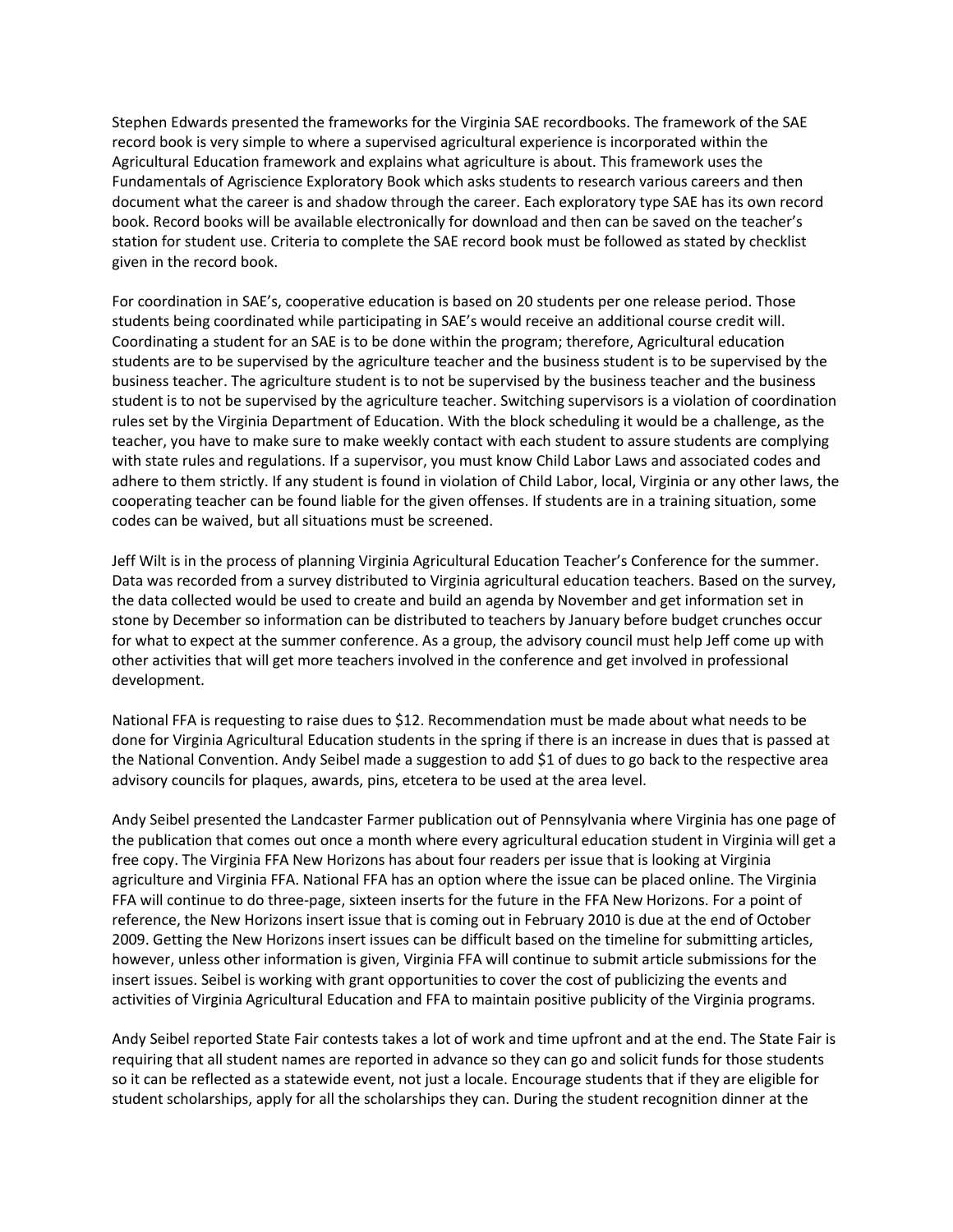Stephen Edwards presented the frameworks for the Virginia SAE recordbooks. The framework of the SAE record book is very simple to where a supervised agricultural experience is incorporated within the Agricultural Education framework and explains what agriculture is about. This framework uses the Fundamentals of Agriscience Exploratory Book which asks students to research various careers and then document what the career is and shadow through the career. Each exploratory type SAE has its own record book. Record books will be available electronically for download and then can be saved on the teacher's station for student use. Criteria to complete the SAE record book must be followed as stated by checklist given in the record book.

For coordination in SAE's, cooperative education is based on 20 students per one release period. Those students being coordinated while participating in SAE's would receive an additional course credit will. Coordinating a student for an SAE is to be done within the program; therefore, Agricultural education students are to be supervised by the agriculture teacher and the business student is to be supervised by the business teacher. The agriculture student is to not be supervised by the business teacher and the business student is to not be supervised by the agriculture teacher. Switching supervisors is a violation of coordination rules set by the Virginia Department of Education. With the block scheduling it would be a challenge, as the teacher, you have to make sure to make weekly contact with each student to assure students are complying with state rules and regulations. If a supervisor, you must know Child Labor Laws and associated codes and adhere to them strictly. If any student is found in violation of Child Labor, local, Virginia or any other laws, the cooperating teacher can be found liable for the given offenses. If students are in a training situation, some codes can be waived, but all situations must be screened.

Jeff Wilt is in the process of planning Virginia Agricultural Education Teacher's Conference for the summer. Data was recorded from a survey distributed to Virginia agricultural education teachers. Based on the survey, the data collected would be used to create and build an agenda by November and get information set in stone by December so information can be distributed to teachers by January before budget crunches occur for what to expect at the summer conference. As a group, the advisory council must help Jeff come up with other activities that will get more teachers involved in the conference and get involved in professional development.

National FFA is requesting to raise dues to $12. Recommendation must be made about what needs to be done for Virginia Agricultural Education students in the spring if there is an increase in dues that is passed at the National Convention. Andy Seibel made a suggestion to add $1 of dues to go back to the respective area advisory councils for plaques, awards, pins, etcetera to be used at the area level.

Andy Seibel presented the Landcaster Farmer publication out of Pennsylvania where Virginia has one page of the publication that comes out once a month where every agricultural education student in Virginia will get a free copy. The Virginia FFA New Horizons has about four readers per issue that is looking at Virginia agriculture and Virginia FFA. National FFA has an option where the issue can be placed online. The Virginia FFA will continue to do three-page, sixteen inserts for the future in the FFA New Horizons. For a point of reference, the New Horizons insert issue that is coming out in February 2010 is due at the end of October 2009. Getting the New Horizons insert issues can be difficult based on the timeline for submitting articles, however, unless other information is given, Virginia FFA will continue to submit article submissions for the insert issues. Seibel is working with grant opportunities to cover the cost of publicizing the events and activities of Virginia Agricultural Education and FFA to maintain positive publicity of the Virginia programs.

Andy Seibel reported State Fair contests takes a lot of work and time upfront and at the end. The State Fair is requiring that all student names are reported in advance so they can go and solicit funds for those students so it can be reflected as a statewide event, not just a locale. Encourage students that if they are eligible for student scholarships, apply for all the scholarships they can. During the student recognition dinner at the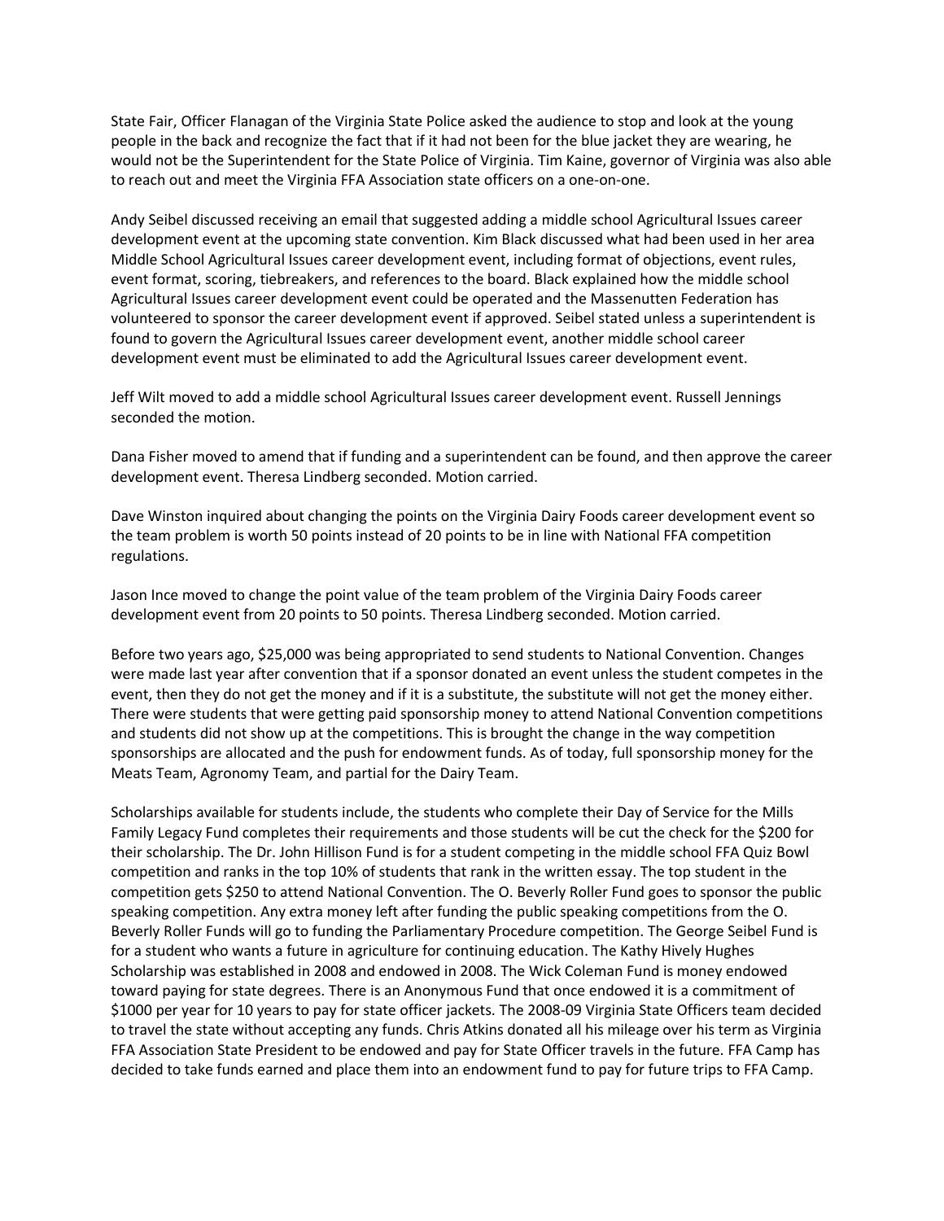State Fair, Officer Flanagan of the Virginia State Police asked the audience to stop and look at the young people in the back and recognize the fact that if it had not been for the blue jacket they are wearing, he would not be the Superintendent for the State Police of Virginia. Tim Kaine, governor of Virginia was also able to reach out and meet the Virginia FFA Association state officers on a one-on-one.

Andy Seibel discussed receiving an email that suggested adding a middle school Agricultural Issues career development event at the upcoming state convention. Kim Black discussed what had been used in her area Middle School Agricultural Issues career development event, including format of objections, event rules, event format, scoring, tiebreakers, and references to the board. Black explained how the middle school Agricultural Issues career development event could be operated and the Massenutten Federation has volunteered to sponsor the career development event if approved. Seibel stated unless a superintendent is found to govern the Agricultural Issues career development event, another middle school career development event must be eliminated to add the Agricultural Issues career development event.

Jeff Wilt moved to add a middle school Agricultural Issues career development event. Russell Jennings seconded the motion.

Dana Fisher moved to amend that if funding and a superintendent can be found, and then approve the career development event. Theresa Lindberg seconded. Motion carried.

Dave Winston inquired about changing the points on the Virginia Dairy Foods career development event so the team problem is worth 50 points instead of 20 points to be in line with National FFA competition regulations.

Jason Ince moved to change the point value of the team problem of the Virginia Dairy Foods career development event from 20 points to 50 points. Theresa Lindberg seconded. Motion carried.

Before two years ago, $25,000 was being appropriated to send students to National Convention. Changes were made last year after convention that if a sponsor donated an event unless the student competes in the event, then they do not get the money and if it is a substitute, the substitute will not get the money either. There were students that were getting paid sponsorship money to attend National Convention competitions and students did not show up at the competitions. This is brought the change in the way competition sponsorships are allocated and the push for endowment funds. As of today, full sponsorship money for the Meats Team, Agronomy Team, and partial for the Dairy Team.

Scholarships available for students include, the students who complete their Day of Service for the Mills Family Legacy Fund completes their requirements and those students will be cut the check for the $200 for their scholarship. The Dr. John Hillison Fund is for a student competing in the middle school FFA Quiz Bowl competition and ranks in the top 10% of students that rank in the written essay. The top student in the competition gets $250 to attend National Convention. The O. Beverly Roller Fund goes to sponsor the public speaking competition. Any extra money left after funding the public speaking competitions from the O. Beverly Roller Funds will go to funding the Parliamentary Procedure competition. The George Seibel Fund is for a student who wants a future in agriculture for continuing education. The Kathy Hively Hughes Scholarship was established in 2008 and endowed in 2008. The Wick Coleman Fund is money endowed toward paying for state degrees. There is an Anonymous Fund that once endowed it is a commitment of $1000 per year for 10 years to pay for state officer jackets. The 2008-09 Virginia State Officers team decided to travel the state without accepting any funds. Chris Atkins donated all his mileage over his term as Virginia FFA Association State President to be endowed and pay for State Officer travels in the future. FFA Camp has decided to take funds earned and place them into an endowment fund to pay for future trips to FFA Camp.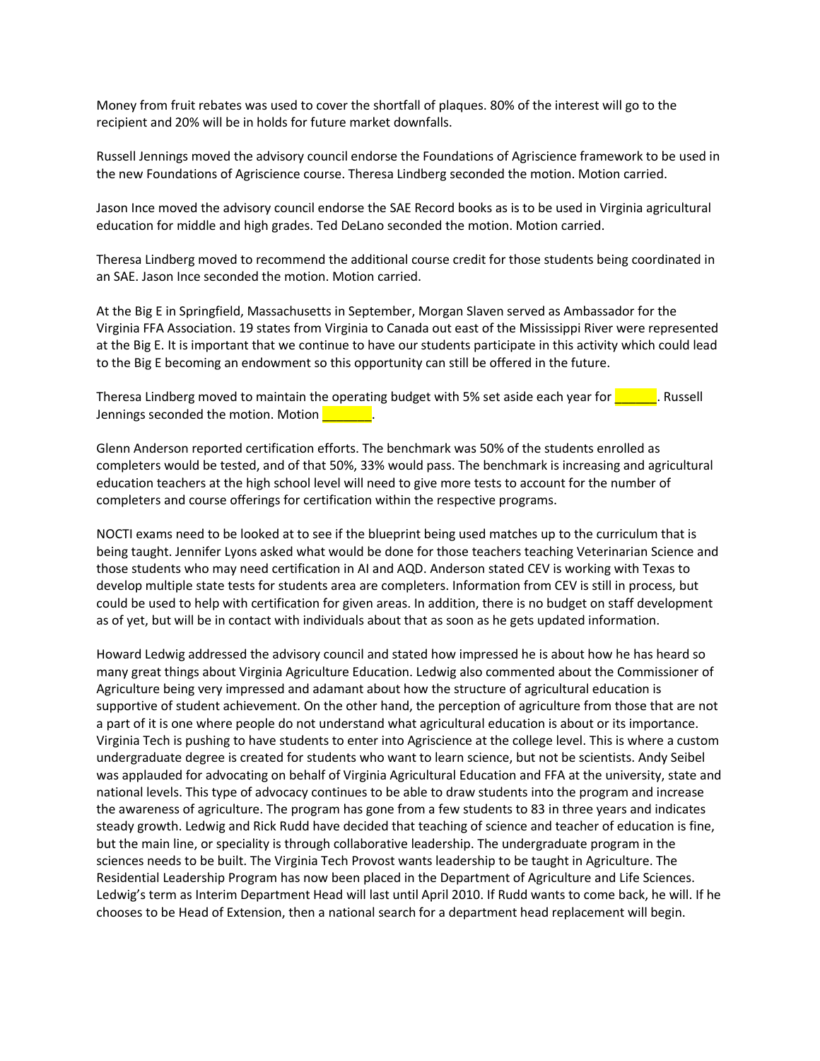Money from fruit rebates was used to cover the shortfall of plaques. 80% of the interest will go to the recipient and 20% will be in holds for future market downfalls.

Russell Jennings moved the advisory council endorse the Foundations of Agriscience framework to be used in the new Foundations of Agriscience course. Theresa Lindberg seconded the motion. Motion carried.

Jason Ince moved the advisory council endorse the SAE Record books as is to be used in Virginia agricultural education for middle and high grades. Ted DeLano seconded the motion. Motion carried.

Theresa Lindberg moved to recommend the additional course credit for those students being coordinated in an SAE. Jason Ince seconded the motion. Motion carried.

At the Big E in Springfield, Massachusetts in September, Morgan Slaven served as Ambassador for the Virginia FFA Association. 19 states from Virginia to Canada out east of the Mississippi River were represented at the Big E. It is important that we continue to have our students participate in this activity which could lead to the Big E becoming an endowment so this opportunity can still be offered in the future.

Theresa Lindberg moved to maintain the operating budget with 5% set aside each year for ______. Russell Jennings seconded the motion. Motion _______.

Glenn Anderson reported certification efforts. The benchmark was 50% of the students enrolled as completers would be tested, and of that 50%, 33% would pass. The benchmark is increasing and agricultural education teachers at the high school level will need to give more tests to account for the number of completers and course offerings for certification within the respective programs.

NOCTI exams need to be looked at to see if the blueprint being used matches up to the curriculum that is being taught. Jennifer Lyons asked what would be done for those teachers teaching Veterinarian Science and those students who may need certification in AI and AQD. Anderson stated CEV is working with Texas to develop multiple state tests for students area are completers. Information from CEV is still in process, but could be used to help with certification for given areas. In addition, there is no budget on staff development as of yet, but will be in contact with individuals about that as soon as he gets updated information.

Howard Ledwig addressed the advisory council and stated how impressed he is about how he has heard so many great things about Virginia Agriculture Education. Ledwig also commented about the Commissioner of Agriculture being very impressed and adamant about how the structure of agricultural education is supportive of student achievement. On the other hand, the perception of agriculture from those that are not a part of it is one where people do not understand what agricultural education is about or its importance. Virginia Tech is pushing to have students to enter into Agriscience at the college level. This is where a custom undergraduate degree is created for students who want to learn science, but not be scientists. Andy Seibel was applauded for advocating on behalf of Virginia Agricultural Education and FFA at the university, state and national levels. This type of advocacy continues to be able to draw students into the program and increase the awareness of agriculture. The program has gone from a few students to 83 in three years and indicates steady growth. Ledwig and Rick Rudd have decided that teaching of science and teacher of education is fine, but the main line, or speciality is through collaborative leadership. The undergraduate program in the sciences needs to be built. The Virginia Tech Provost wants leadership to be taught in Agriculture. The Residential Leadership Program has now been placed in the Department of Agriculture and Life Sciences. Ledwig's term as Interim Department Head will last until April 2010. If Rudd wants to come back, he will. If he chooses to be Head of Extension, then a national search for a department head replacement will begin.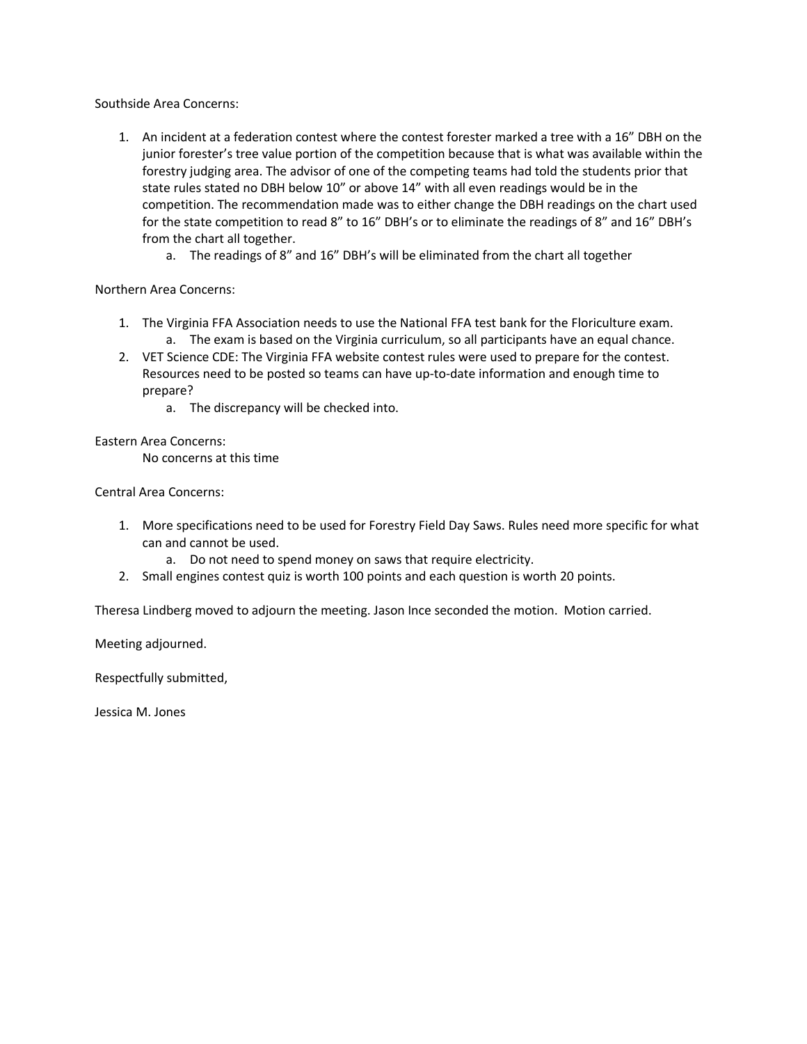Southside Area Concerns:

1. An incident at a federation contest where the contest forester marked a tree with a 16" DBH on the junior forester's tree value portion of the competition because that is what was available within the forestry judging area. The advisor of one of the competing teams had told the students prior that state rules stated no DBH below 10" or above 14" with all even readings would be in the competition. The recommendation made was to either change the DBH readings on the chart used for the state competition to read 8" to 16" DBH's or to eliminate the readings of 8" and 16" DBH's from the chart all together.
    a. The readings of 8" and 16" DBH's will be eliminated from the chart all together

Northern Area Concerns:

1. The Virginia FFA Association needs to use the National FFA test bank for the Floriculture exam.
    a. The exam is based on the Virginia curriculum, so all participants have an equal chance.
2. VET Science CDE: The Virginia FFA website contest rules were used to prepare for the contest. Resources need to be posted so teams can have up-to-date information and enough time to prepare?
    a. The discrepancy will be checked into.

Eastern Area Concerns:

No concerns at this time

Central Area Concerns:

1. More specifications need to be used for Forestry Field Day Saws. Rules need more specific for what can and cannot be used.
    a. Do not need to spend money on saws that require electricity.
2. Small engines contest quiz is worth 100 points and each question is worth 20 points.

Theresa Lindberg moved to adjourn the meeting. Jason Ince seconded the motion. Motion carried.

Meeting adjourned.

Respectfully submitted,

Jessica M. Jones